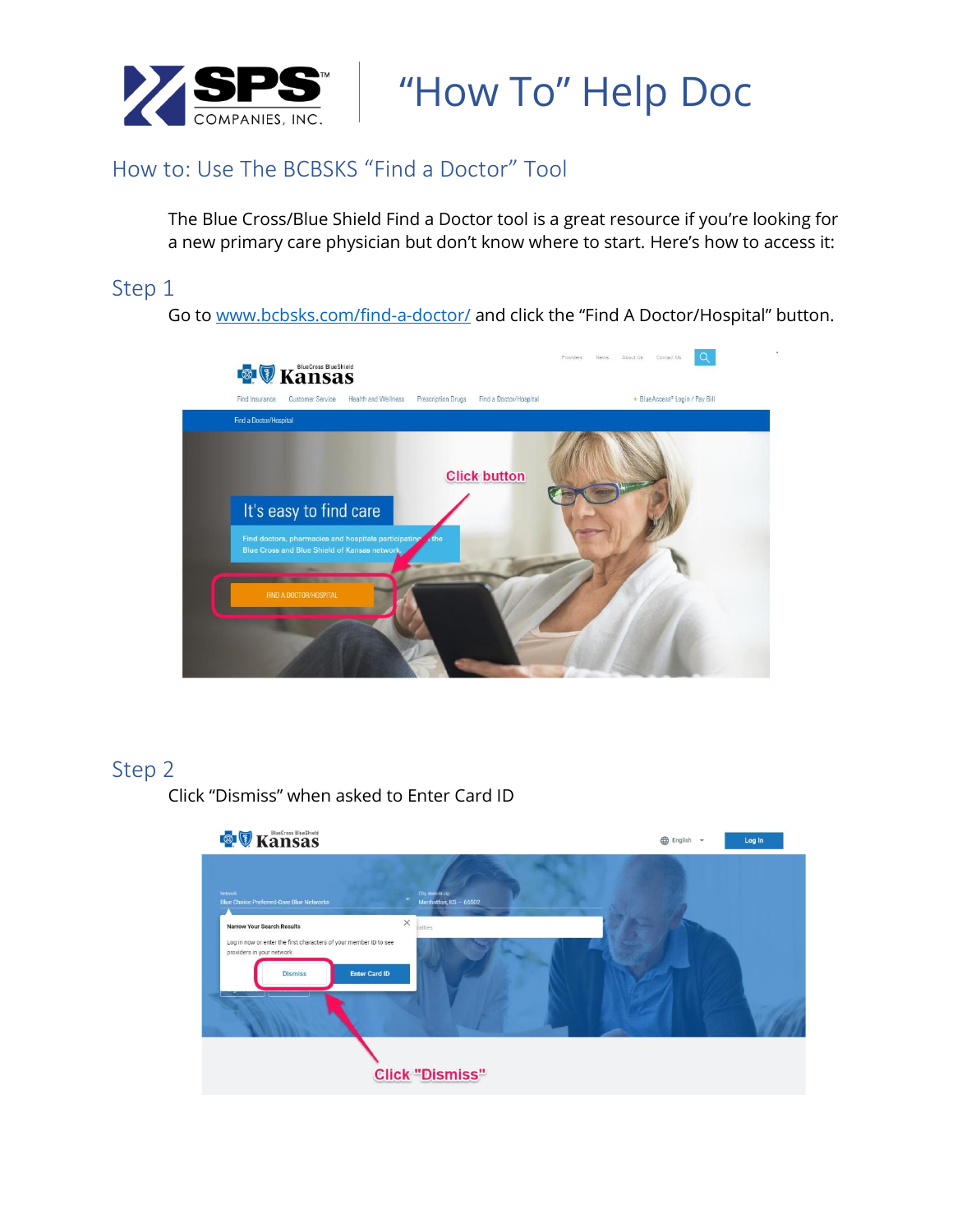# "How To" Help Doc

## How to: Use The BCBSKS "Find a Doctor" Tool

The Blue Cross/Blue Shield Find a Doctor tool is a great resource if you're looking for a new primary care physician but don't know where to start. Here's how to access it:

### Step 1

Go to [www.bcbsks.com/find-a-doctor/](http://www.bcbsks.com/find-a-doctor/) and click the "Find A Doctor/Hospital" button.

### Step 2

Click "Dismiss" when asked to Enter Card ID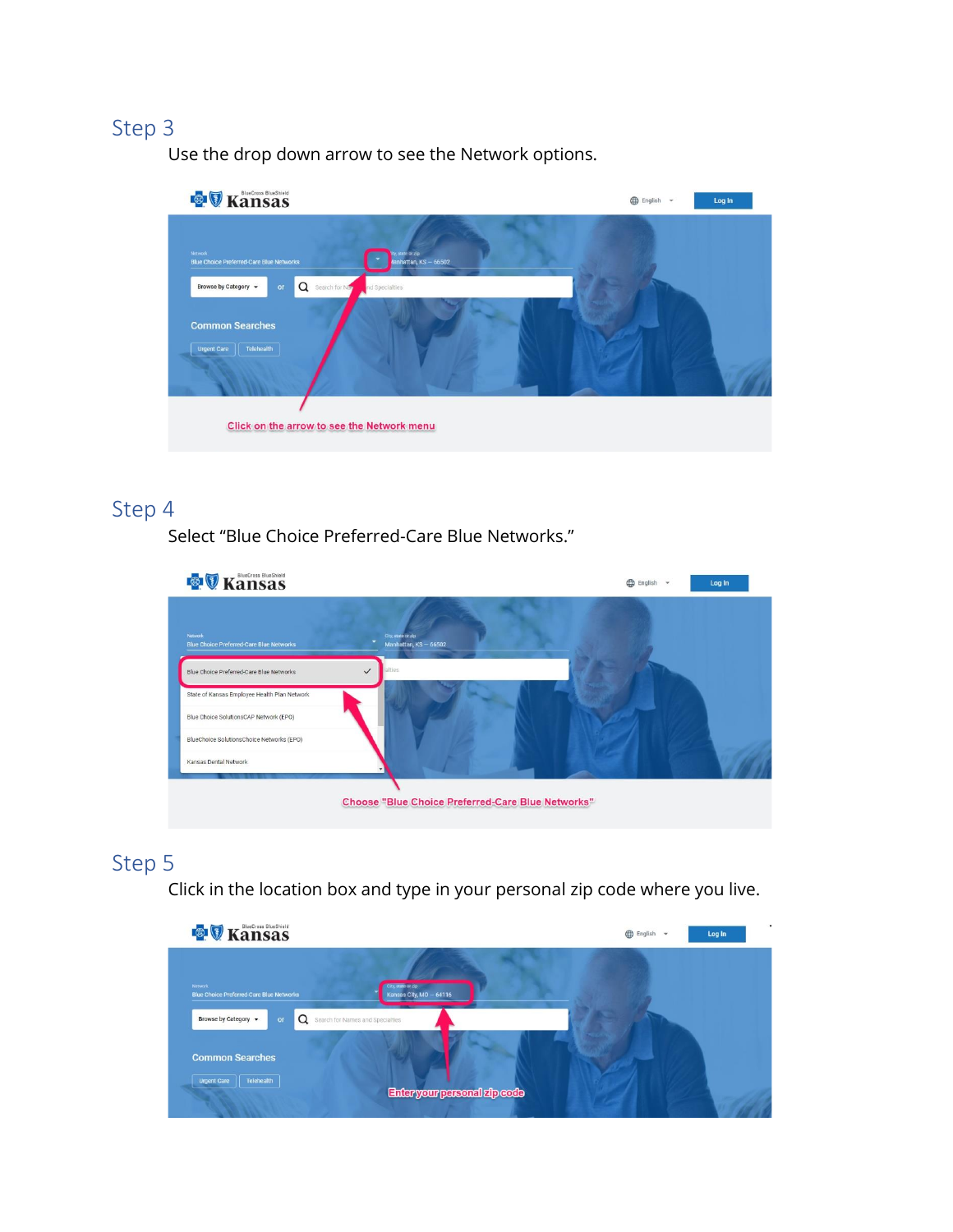## Step 3

Use the drop down arrow to see the Network options.

## Step 4

Select "Blue Choice Preferred-Care Blue Networks."

## Step 5

Click in the location box and type in your personal zip code where you live.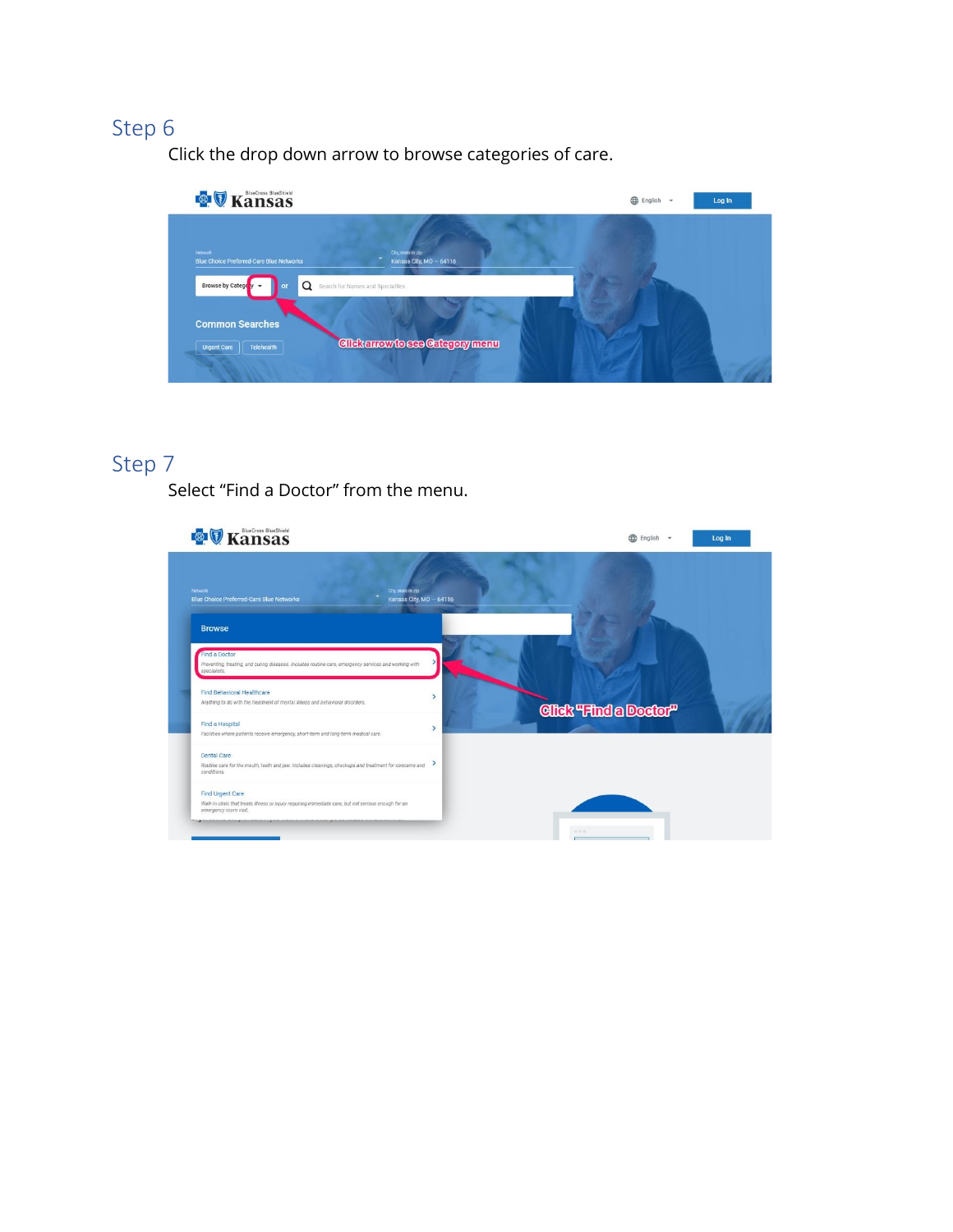## Step 6

Click the drop down arrow to browse categories of care.

## Step 7

Select "Find a Doctor" from the menu.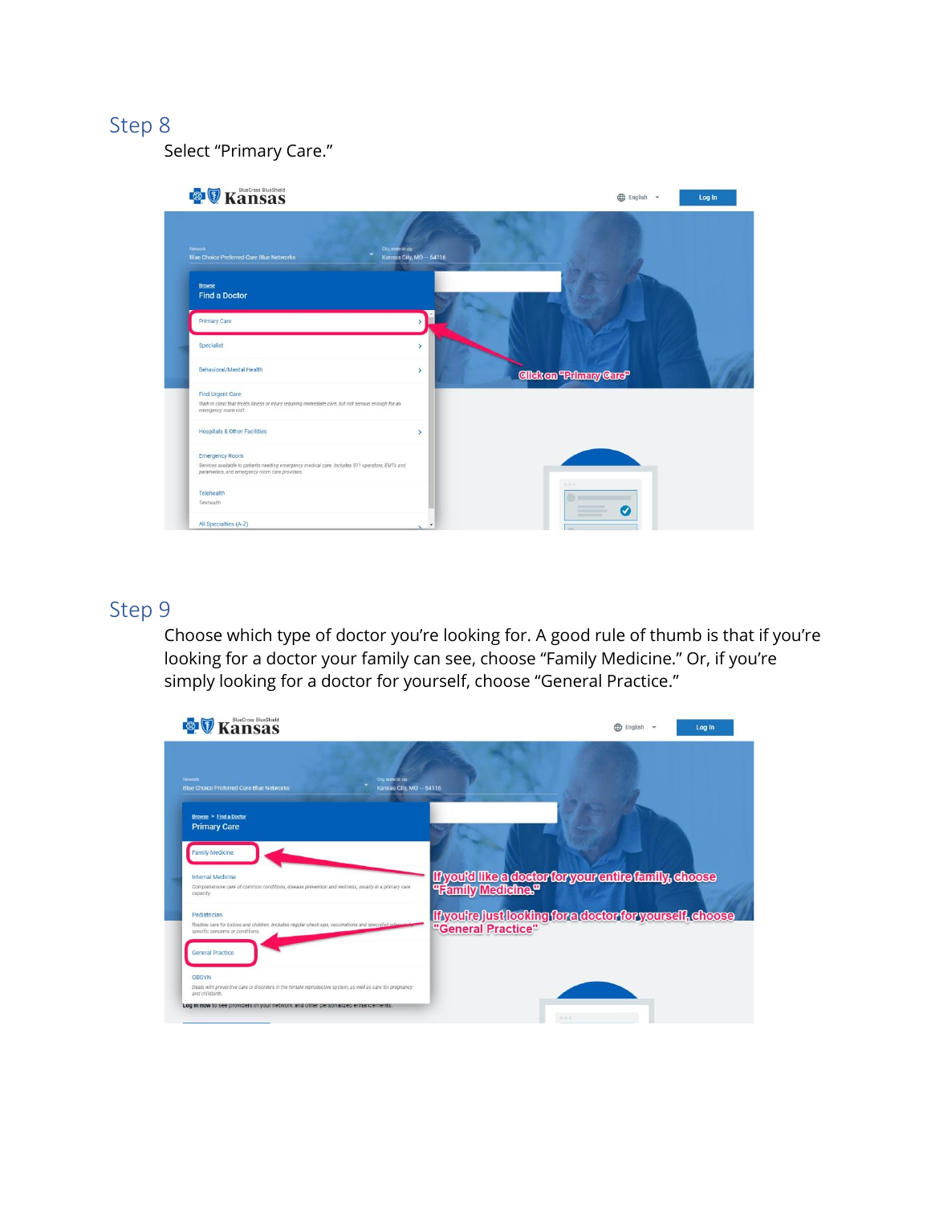## Step 8

Select “Primary Care.”

## Step 9

Choose which type of doctor you’re looking for. A good rule of thumb is that if you’re looking for a doctor your family can see, choose “Family Medicine.” Or, if you’re simply looking for a doctor for yourself, choose “General Practice.”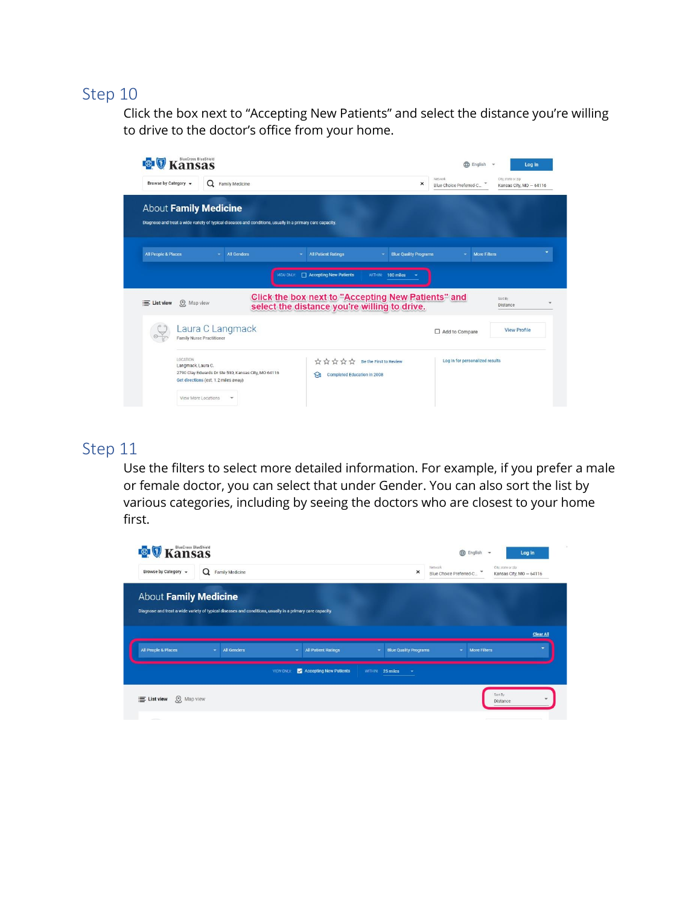## Step 10

Click the box next to "Accepting New Patients" and select the distance you're willing to drive to the doctor's office from your home.

## Step 11

Use the filters to select more detailed information. For example, if you prefer a male or female doctor, you can select that under Gender. You can also sort the list by various categories, including by seeing the doctors who are closest to your home first.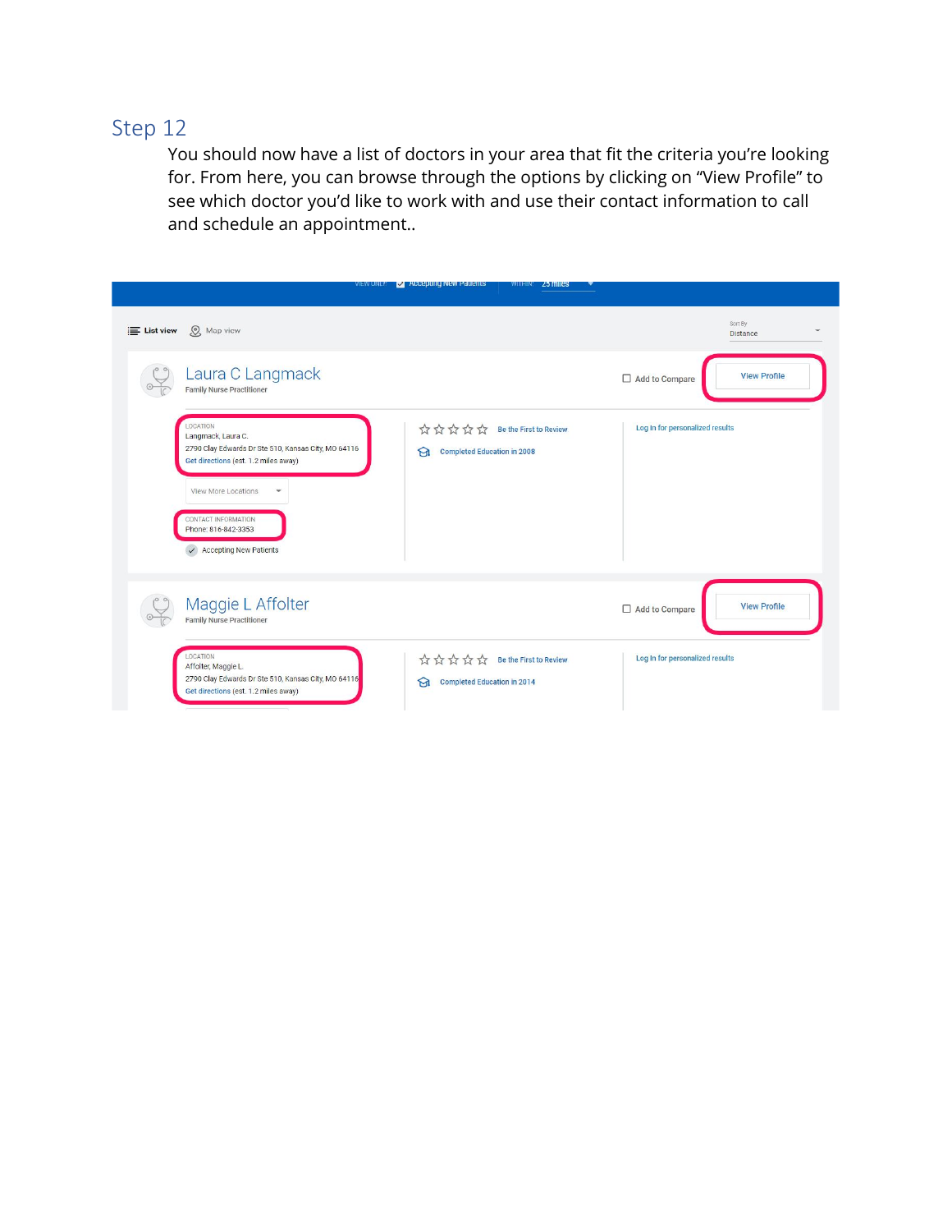## Step 12

You should now have a list of doctors in your area that fit the criteria you're looking for. From here, you can browse through the options by clicking on "View Profile" to see which doctor you'd like to work with and use their contact information to call and schedule an appointment..

VIEW ONLY: Accepting New Patients WITHIN: 25 miles

List view Map view

Sort By
Distance

Laura C Langmack
Family Nurse Practitioner

Add to Compare
View Profile

LOCATION
Langmack, Laura C.
2790 Clay Edwards Dr Ste 510, Kansas City, MO 64116
Get directions (est. 1.2 miles away)

View More Locations

CONTACT INFORMATION
Phone: 816-842-3353

Accepting New Patients

Be the First to Review

Completed Education in 2008

Log In for personalized results

Maggie L Affolter
Family Nurse Practitioner

Add to Compare
View Profile

LOCATION
Affolter, Maggie L.
2790 Clay Edwards Dr Ste 510, Kansas City, MO 64116
Get directions (est. 1.2 miles away)

Be the First to Review

Completed Education in 2014

Log In for personalized results